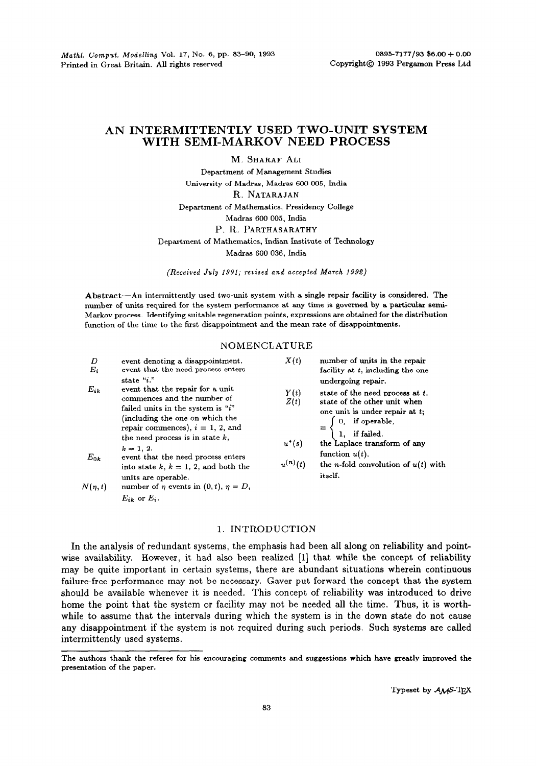# AN INTERMITTENTLY USED TWO-UNIT SYSTEM WITH SEMI-MARKOV NEED PROCESS

M. Sharaf Ali
Department of Management Studies
University of Madras, Madras 600 005, India

R. Natarajan
Department of Mathematics, Presidency College
Madras 600 005, India

P. R. Parthasarathy
Department of Mathematics, Indian Institute of Technology
Madras 600 036, India

*(Received July 1991; revised and accepted March 1992)*

**Abstract**—An intermittently used two-unit system with a single repair facility is considered. The number of units required for the system performance at any time is governed by a particular semi-Markov process. Identifying suitable regeneration points, expressions are obtained for the distribution function of the time to the first disappointment and the mean rate of disappointments.

## NOMENCLATURE

| | |
|---|---|
| $D$ | event denoting a disappointment. |
| $E_i$ | event that the need process enters state "$i$." |
| $E_{ik}$ | event that the repair for a unit commences and the number of failed units in the system is "$i$" (including the one on which the repair commences), $i$ = 1, 2, and the need process is in state $k$, $k$ = 1, 2. |
| $E_{0k}$ | event that the need process enters into state $k$, $k$ = 1, 2, and both the units are operable. |
| $N(\eta, t)$ | number of $\eta$ events in $(0, t)$, $\eta = D$, $E_{ik}$ or $E_i$. |
| $X(t)$ | number of units in the repair facility at $t$, including the one undergoing repair. |
| $Y(t)$ | state of the need process at $t$. |
| $Z(t)$ | state of the other unit when one unit is under repair at $t$; $= \begin{cases} 0, & \text{if operable,} \\ 1, & \text{if failed.} \end{cases}$ |
| $u^*(s)$ | the Laplace transform of any function $u(t)$. |
| $u^{(n)}(t)$ | the $n$-fold convolution of $u(t)$ with itself. |

## 1. INTRODUCTION

In the analysis of redundant systems, the emphasis had been all along on reliability and pointwise availability. However, it had also been realized [1] that while the concept of reliability may be quite important in certain systems, there are abundant situations wherein continuous failure-free performance may not be necessary. Gaver put forward the concept that the system should be available whenever it is needed. This concept of reliability was introduced to drive home the point that the system or facility may not be needed all the time. Thus, it is worthwhile to assume that the intervals during which the system is in the down state do not cause any disappointment if the system is not required during such periods. Such systems are called intermittently used systems.

---

The authors thank the referee for his encouraging comments and suggestions which have greatly improved the presentation of the paper.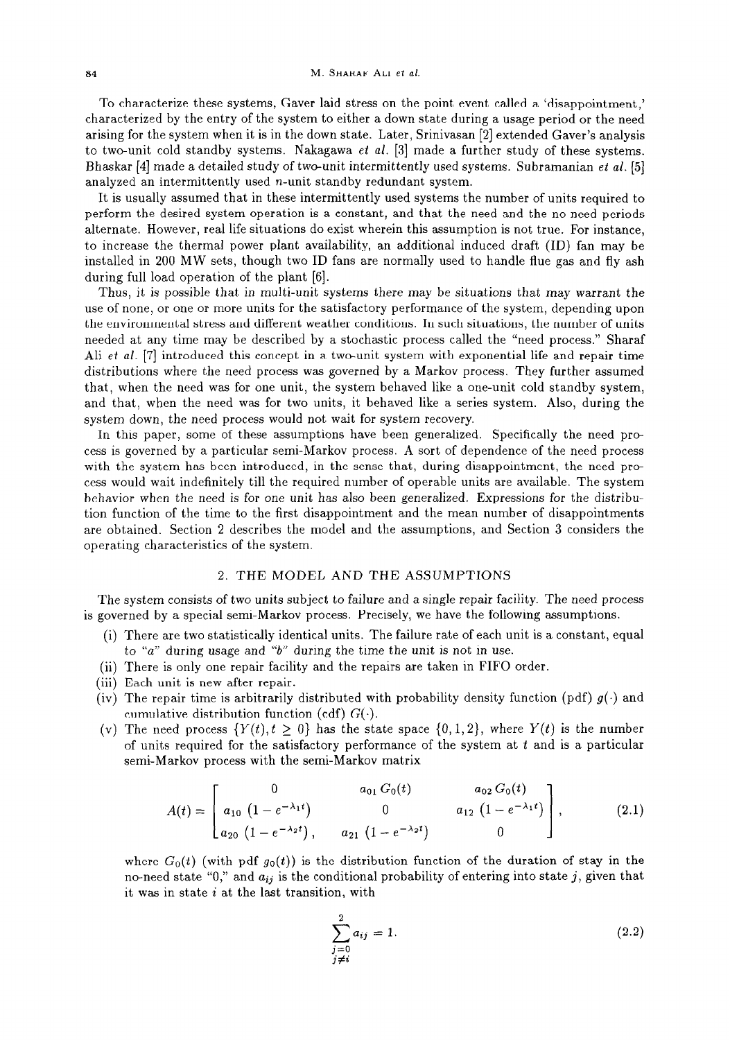To characterize these systems, Gaver laid stress on the point event called a 'disappointment,' characterized by the entry of the system to either a down state during a usage period or the need arising for the system when it is in the down state. Later, Srinivasan [2] extended Gaver's analysis to two-unit cold standby systems. Nakagawa *et al.* [3] made a further study of these systems. Bhaskar [4] made a detailed study of two-unit intermittently used systems. Subramanian *et al.* [5] analyzed an intermittently used $n$-unit standby redundant system.

It is usually assumed that in these intermittently used systems the number of units required to perform the desired system operation is a constant, and that the need and the no need periods alternate. However, real life situations do exist wherein this assumption is not true. For instance, to increase the thermal power plant availability, an additional induced draft (ID) fan may be installed in 200 MW sets, though two ID fans are normally used to handle flue gas and fly ash during full load operation of the plant [6].

Thus, it is possible that in multi-unit systems there may be situations that may warrant the use of none, or one or more units for the satisfactory performance of the system, depending upon the environmental stress and different weather conditions. In such situations, the number of units needed at any time may be described by a stochastic process called the "need process." Sharaf Ali *et al.* [7] introduced this concept in a two-unit system with exponential life and repair time distributions where the need process was governed by a Markov process. They further assumed that, when the need was for one unit, the system behaved like a one-unit cold standby system, and that, when the need was for two units, it behaved like a series system. Also, during the system down, the need process would not wait for system recovery.

In this paper, some of these assumptions have been generalized. Specifically the need process is governed by a particular semi-Markov process. A sort of dependence of the need process with the system has been introduced, in the sense that, during disappointment, the need process would wait indefinitely till the required number of operable units are available. The system behavior when the need is for one unit has also been generalized. Expressions for the distribution function of the time to the first disappointment and the mean number of disappointments are obtained. Section 2 describes the model and the assumptions, and Section 3 considers the operating characteristics of the system.

## 2. THE MODEL AND THE ASSUMPTIONS

The system consists of two units subject to failure and a single repair facility. The need process is governed by a special semi-Markov process. Precisely, we have the following assumptions.

(i) There are two statistically identical units. The failure rate of each unit is a constant, equal to "$a$" during usage and "$b$" during the time the unit is not in use.

(ii) There is only one repair facility and the repairs are taken in FIFO order.

(iii) Each unit is new after repair.

(iv) The repair time is arbitrarily distributed with probability density function (pdf) $g(\cdot)$ and cumulative distribution function (cdf) $G(\cdot)$.

(v) The need process $\{Y(t), t \geq 0\}$ has the state space $\{0, 1, 2\}$, where $Y(t)$ is the number of units required for the satisfactory performance of the system at $t$ and is a particular semi-Markov process with the semi-Markov matrix

$$A(t) = \begin{bmatrix} 0 & a_{01}\, G_0(t) & a_{02}\, G_0(t) \\ a_{10}\left(1 - e^{-\lambda_1 t}\right) & 0 & a_{12}\left(1 - e^{-\lambda_1 t}\right) \\ a_{20}\left(1 - e^{-\lambda_2 t}\right), & a_{21}\left(1 - e^{-\lambda_2 t}\right) & 0 \end{bmatrix}, \tag{2.1}$$

where $G_0(t)$ (with pdf $g_0(t)$) is the distribution function of the duration of stay in the no-need state "0," and $a_{ij}$ is the conditional probability of entering into state $j$, given that it was in state $i$ at the last transition, with

$$\sum_{\substack{j=0 \\ j \neq i}}^{2} a_{ij} = 1. \tag{2.2}$$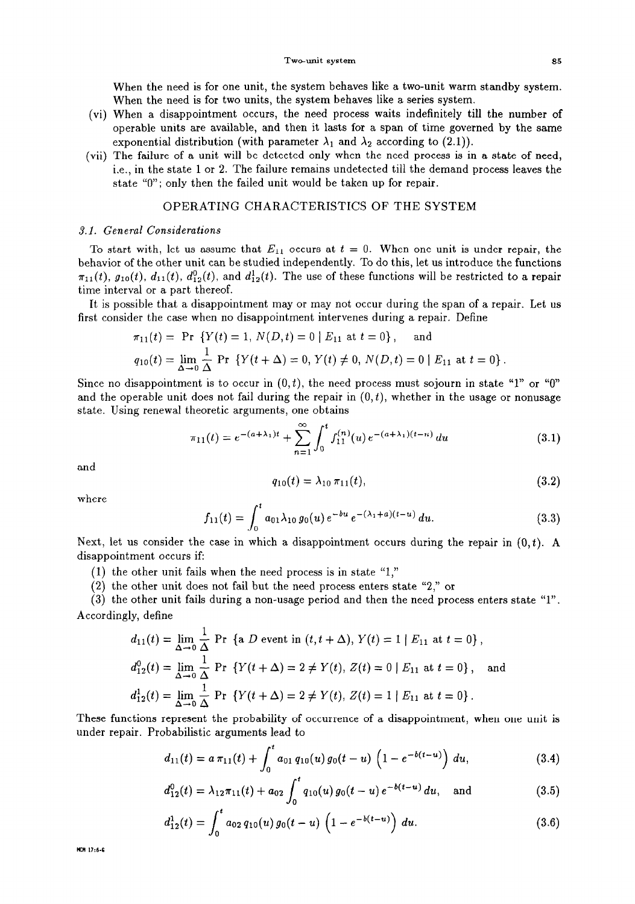When the need is for one unit, the system behaves like a two-unit warm standby system. When the need is for two units, the system behaves like a series system.

(vi) When a disappointment occurs, the need process waits indefinitely till the number of operable units are available, and then it lasts for a span of time governed by the same exponential distribution (with parameter $\lambda_1$ and $\lambda_2$ according to (2.1)).

(vii) The failure of a unit will be detected only when the need process is in a state of need, i.e., in the state 1 or 2. The failure remains undetected till the demand process leaves the state "0"; only then the failed unit would be taken up for repair.

## OPERATING CHARACTERISTICS OF THE SYSTEM

### 3.1. General Considerations

To start with, let us assume that $E_{11}$ occurs at $t = 0$. When one unit is under repair, the behavior of the other unit can be studied independently. To do this, let us introduce the functions $\pi_{11}(t)$, $g_{10}(t)$, $d_{11}(t)$, $d_{12}^0(t)$, and $d_{12}^1(t)$. The use of these functions will be restricted to a repair time interval or a part thereof.

It is possible that a disappointment may or may not occur during the span of a repair. Let us first consider the case when no disappointment intervenes during a repair. Define

$$\pi_{11}(t) = \Pr\{Y(t) = 1,\, N(D,t) = 0 \mid E_{11} \text{ at } t = 0\}, \quad \text{and}$$

$$q_{10}(t) = \lim_{\Delta \to 0} \frac{1}{\Delta} \Pr\{Y(t+\Delta) = 0,\, Y(t) \neq 0,\, N(D,t) = 0 \mid E_{11} \text{ at } t = 0\}.$$

Since no disappointment is to occur in $(0,t)$, the need process must sojourn in state "1" or "0" and the operable unit does not fail during the repair in $(0,t)$, whether in the usage or nonusage state. Using renewal theoretic arguments, one obtains

$$\pi_{11}(t) = e^{-(a+\lambda_1)t} + \sum_{n=1}^{\infty} \int_0^t f_{11}^{(n)}(u)\, e^{-(a+\lambda_1)(t-u)}\, du \tag{3.1}$$

and

$$q_{10}(t) = \lambda_{10}\, \pi_{11}(t), \tag{3.2}$$

where

$$f_{11}(t) = \int_0^t a_{01} \lambda_{10}\, g_0(u)\, e^{-bu}\, e^{-(\lambda_1+a)(t-u)}\, du. \tag{3.3}$$

Next, let us consider the case in which a disappointment occurs during the repair in $(0,t)$. A disappointment occurs if:

(1) the other unit fails when the need process is in state "1,"
(2) the other unit does not fail but the need process enters state "2," or
(3) the other unit fails during a non-usage period and then the need process enters state "1".

Accordingly, define

$$d_{11}(t) = \lim_{\Delta \to 0} \frac{1}{\Delta} \Pr\{\text{a } D \text{ event in } (t, t+\Delta),\, Y(t) = 1 \mid E_{11} \text{ at } t = 0\},$$

$$d_{12}^0(t) = \lim_{\Delta \to 0} \frac{1}{\Delta} \Pr\{Y(t+\Delta) = 2 \neq Y(t),\, Z(t) = 0 \mid E_{11} \text{ at } t = 0\}, \quad \text{and}$$

$$d_{12}^1(t) = \lim_{\Delta \to 0} \frac{1}{\Delta} \Pr\{Y(t+\Delta) = 2 \neq Y(t),\, Z(t) = 1 \mid E_{11} \text{ at } t = 0\}.$$

These functions represent the probability of occurrence of a disappointment, when one unit is under repair. Probabilistic arguments lead to

$$d_{11}(t) = a\, \pi_{11}(t) + \int_0^t a_{01}\, q_{10}(u)\, g_0(t-u) \left(1 - e^{-b(t-u)}\right) du, \tag{3.4}$$

$$d_{12}^0(t) = \lambda_{12} \pi_{11}(t) + a_{02} \int_0^t q_{10}(u)\, g_0(t-u)\, e^{-b(t-u)}\, du, \quad \text{and} \tag{3.5}$$

$$d_{12}^1(t) = \int_0^t a_{02}\, q_{10}(u)\, g_0(t-u) \left(1 - e^{-b(t-u)}\right) du. \tag{3.6}$$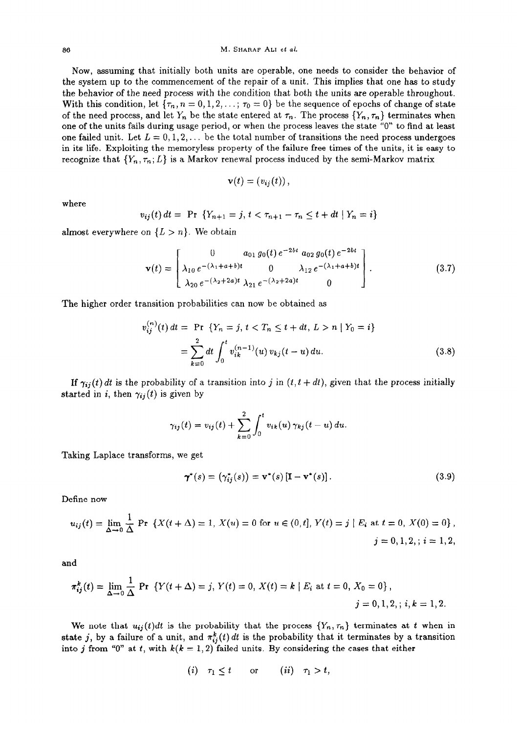Now, assuming that initially both units are operable, one needs to consider the behavior of the system up to the commencement of the repair of a unit. This implies that one has to study the behavior of the need process with the condition that both the units are operable throughout. With this condition, let $\{\tau_n, n = 0, 1, 2, \ldots; \tau_0 = 0\}$ be the sequence of epochs of change of state of the need process, and let $Y_n$ be the state entered at $\tau_n$. The process $\{Y_n, \tau_n\}$ terminates when one of the units fails during usage period, or when the process leaves the state "0" to find at least one failed unit. Let $L = 0, 1, 2, \ldots$ be the total number of transitions the need process undergoes in its life. Exploiting the memoryless property of the failure free times of the units, it is easy to recognize that $\{Y_n, \tau_n; L\}$ is a Markov renewal process induced by the semi-Markov matrix

$$\mathbf{v}(t) = (v_{ij}(t)),$$

where

$$v_{ij}(t)\,dt = \Pr\{Y_{n+1} = j,\, t < \tau_{n+1} - \tau_n \le t + dt \mid Y_n = i\}$$

almost everywhere on $\{L > n\}$. We obtain

$$\mathbf{v}(t) = \begin{bmatrix} 0 & a_{01}\, g_0(t)\, e^{-2bt} & a_{02}\, g_0(t)\, e^{-2bt} \\ \lambda_{10}\, e^{-(\lambda_1 + a + b)t} & 0 & \lambda_{12}\, e^{-(\lambda_1 + a + b)t} \\ \lambda_{20}\, e^{-(\lambda_2 + 2a)t} & \lambda_{21}\, e^{-(\lambda_2 + 2a)t} & 0 \end{bmatrix}. \tag{3.7}$$

The higher order transition probabilities can now be obtained as

$$\begin{aligned} v_{ij}^{(n)}(t)\,dt &= \Pr\{Y_n = j,\, t < T_n \le t + dt,\, L > n \mid Y_0 = i\} \\ &= \sum_{k=0}^{2} dt \int_0^t v_{ik}^{(n-1)}(u)\, v_{kj}(t-u)\, du. \end{aligned} \tag{3.8}$$

If $\gamma_{ij}(t)\,dt$ is the probability of a transition into $j$ in $(t, t+dt)$, given that the process initially started in $i$, then $\gamma_{ij}(t)$ is given by

$$\gamma_{ij}(t) = v_{ij}(t) + \sum_{k=0}^{2} \int_0^t v_{ik}(u)\, \gamma_{kj}(t-u)\, du.$$

Taking Laplace transforms, we get

$$\boldsymbol{\gamma}^*(s) = (\gamma_{ij}^*(s)) = \mathbf{v}^*(s)\,[\mathbf{I} - \mathbf{v}^*(s)]. \tag{3.9}$$

Define now

$$u_{ij}(t) = \lim_{\Delta \to 0} \frac{1}{\Delta} \Pr\{X(t+\Delta) = 1,\, X(u) = 0 \text{ for } u \in (0, t],\, Y(t) = j \mid E_i \text{ at } t = 0,\, X(0) = 0\},$$
$$j = 0, 1, 2,;\ i = 1, 2,$$

and

$$\pi_{ij}^k(t) = \lim_{\Delta \to 0} \frac{1}{\Delta} \Pr\{Y(t+\Delta) = j,\, Y(t) = 0,\, X(t) = k \mid E_i \text{ at } t = 0,\, X_0 = 0\},$$
$$j = 0, 1, 2,;\ i, k = 1, 2.$$

We note that $u_{ij}(t)dt$ is the probability that the process $\{Y_n, \tau_n\}$ terminates at $t$ when in state $j$, by a failure of a unit, and $\pi_{ij}^k(t)\,dt$ is the probability that it terminates by a transition into $j$ from "0" at $t$, with $k (k = 1, 2)$ failed units. By considering the cases that either

$$(i)\ \ \tau_1 \le t \qquad \text{or} \qquad (ii)\ \ \tau_1 > t,$$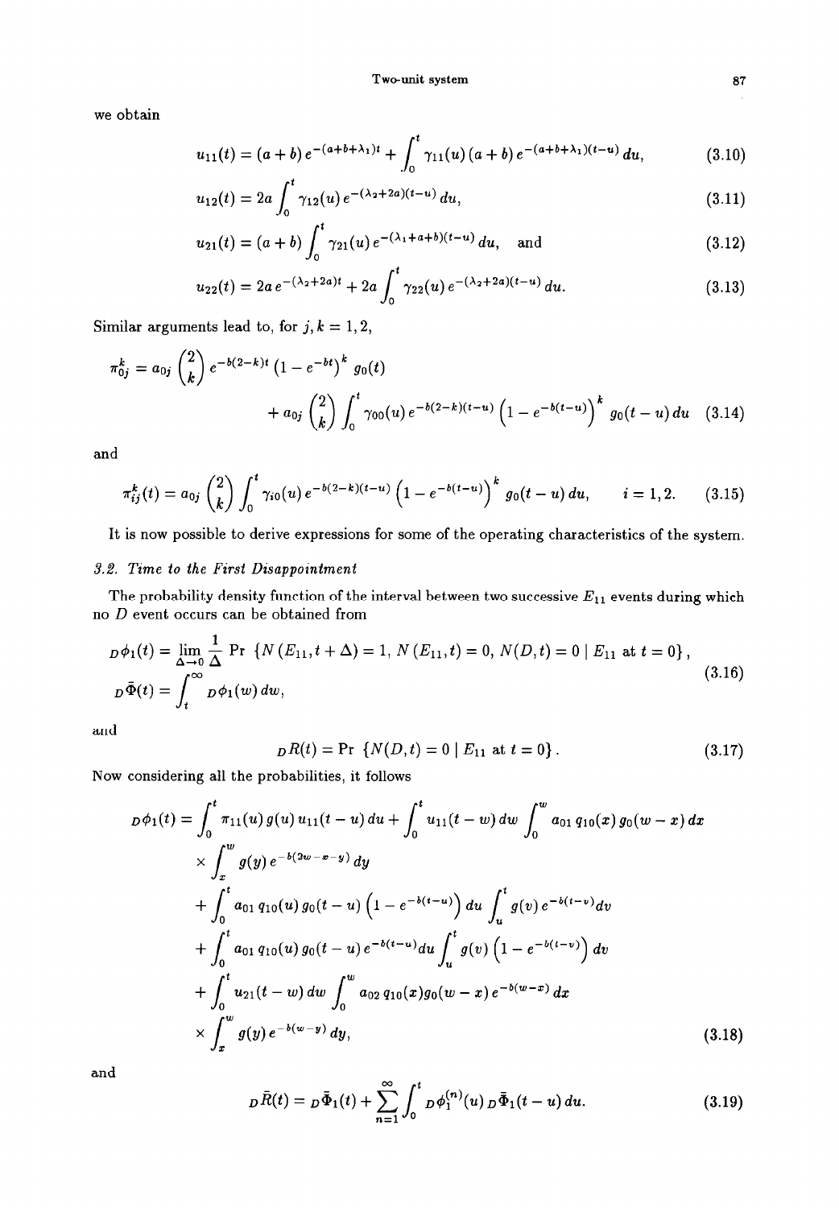we obtain

$$u_{11}(t) = (a+b)\, e^{-(a+b+\lambda_1)t} + \int_0^t \gamma_{11}(u)\,(a+b)\, e^{-(a+b+\lambda_1)(t-u)}\, du, \tag{3.10}$$

$$u_{12}(t) = 2a \int_0^t \gamma_{12}(u)\, e^{-(\lambda_2+2a)(t-u)}\, du, \tag{3.11}$$

$$u_{21}(t) = (a+b) \int_0^t \gamma_{21}(u)\, e^{-(\lambda_1+a+b)(t-u)}\, du, \quad \text{and} \tag{3.12}$$

$$u_{22}(t) = 2a\, e^{-(\lambda_2+2a)t} + 2a \int_0^t \gamma_{22}(u)\, e^{-(\lambda_2+2a)(t-u)}\, du. \tag{3.13}$$

Similar arguments lead to, for $j, k = 1, 2$,

$$\pi_{0j}^k = a_{0j} \binom{2}{k} e^{-b(2-k)t} \left(1 - e^{-bt}\right)^k g_0(t) + a_{0j} \binom{2}{k} \int_0^t \gamma_{00}(u)\, e^{-b(2-k)(t-u)} \left(1 - e^{-b(t-u)}\right)^k g_0(t-u)\, du \tag{3.14}$$

and

$$\pi_{ij}^k(t) = a_{0j} \binom{2}{k} \int_0^t \gamma_{i0}(u)\, e^{-b(2-k)(t-u)} \left(1 - e^{-b(t-u)}\right)^k g_0(t-u)\, du, \qquad i = 1, 2. \tag{3.15}$$

It is now possible to derive expressions for some of the operating characteristics of the system.

### 3.2. Time to the First Disappointment

The probability density function of the interval between two successive $E_{11}$ events during which no $D$ event occurs can be obtained from

$$\begin{aligned} {}_D\phi_1(t) &= \lim_{\Delta \to 0} \frac{1}{\Delta} \Pr\left\{N(E_{11}, t+\Delta) = 1,\, N(E_{11}, t) = 0,\, N(D, t) = 0 \mid E_{11} \text{ at } t = 0\right\}, \\ {}_D\bar{\Phi}(t) &= \int_t^\infty {}_D\phi_1(w)\, dw, \end{aligned} \tag{3.16}$$

and

$${}_DR(t) = \Pr\left\{N(D, t) = 0 \mid E_{11} \text{ at } t = 0\right\}. \tag{3.17}$$

Now considering all the probabilities, it follows

$$\begin{aligned} {}_D\phi_1(t) = {} & \int_0^t \pi_{11}(u)\, g(u)\, u_{11}(t-u)\, du + \int_0^t u_{11}(t-w)\, dw \int_0^w a_{01}\, q_{10}(x)\, g_0(w-x)\, dx \\ & \times \int_x^w g(y)\, e^{-b(2w-x-y)}\, dy \\ & + \int_0^t a_{01}\, q_{10}(u)\, g_0(t-u) \left(1 - e^{-b(t-u)}\right) du \int_u^t g(v)\, e^{-b(t-v)} dv \\ & + \int_0^t a_{01}\, q_{10}(u)\, g_0(t-u)\, e^{-b(t-u)} du \int_u^t g(v) \left(1 - e^{-b(t-v)}\right) dv \\ & + \int_0^t u_{21}(t-w)\, dw \int_0^w a_{02}\, q_{10}(x) g_0(w-x)\, e^{-b(w-x)}\, dx \\ & \times \int_x^w g(y)\, e^{-b(w-y)}\, dy, \end{aligned} \tag{3.18}$$

and

$${}_D\bar{R}(t) = {}_D\bar{\Phi}_1(t) + \sum_{n=1}^{\infty} \int_0^t {}_D\phi_1^{(n)}(u)\, {}_D\bar{\Phi}_1(t-u)\, du. \tag{3.19}$$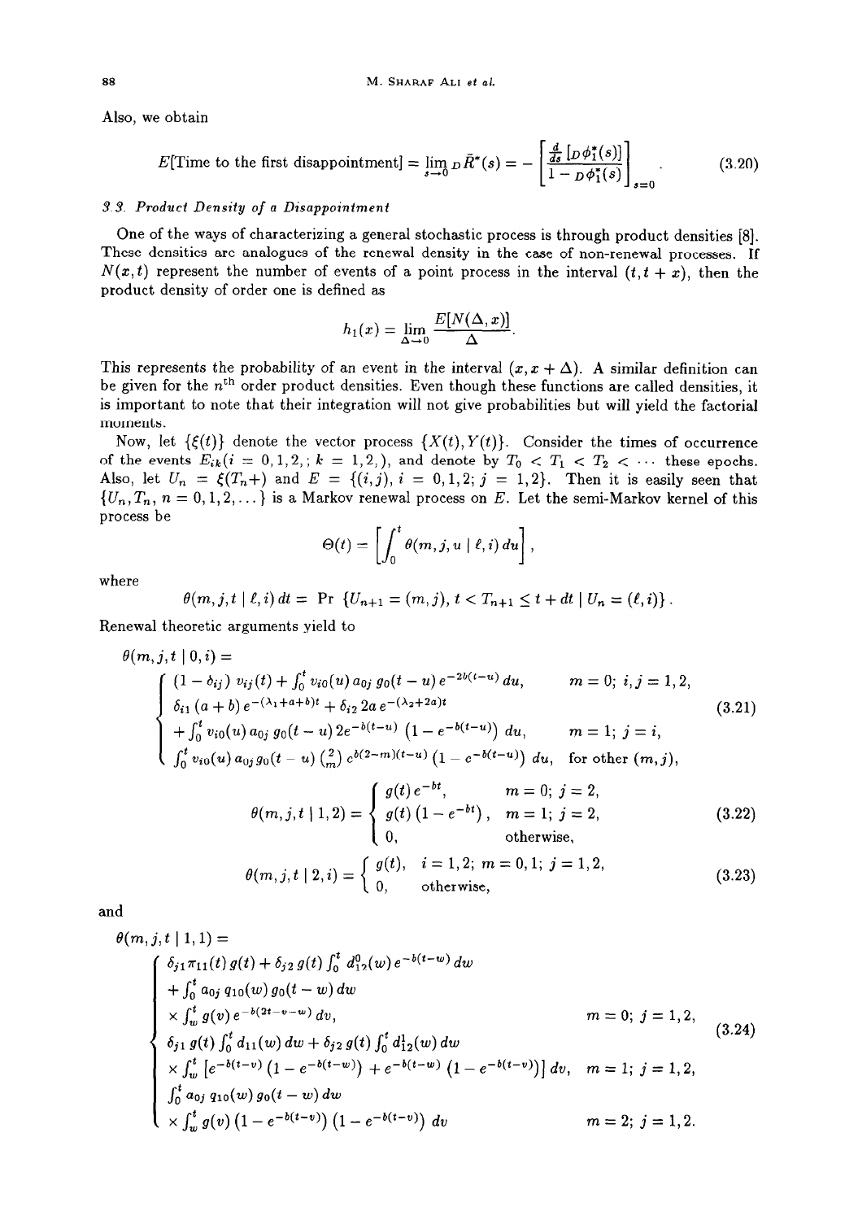Also, we obtain

$$E[\text{Time to the first disappointment}] = \lim_{s \to 0} {}_D\bar{R}^*(s) = -\left[\frac{\frac{d}{ds}\left[{}_D\phi_1^*(s)\right]}{1 - {}_D\phi_1^*(s)}\right]_{s=0}. \tag{3.20}$$

### 3.3. Product Density of a Disappointment

One of the ways of characterizing a general stochastic process is through product densities [8]. These densities are analogues of the renewal density in the case of non-renewal processes. If $N(x,t)$ represent the number of events of a point process in the interval $(t, t+x)$, then the product density of order one is defined as

$$h_1(x) = \lim_{\Delta \to 0} \frac{E[N(\Delta, x)]}{\Delta}.$$

This represents the probability of an event in the interval $(x, x+\Delta)$. A similar definition can be given for the $n^{\text{th}}$ order product densities. Even though these functions are called densities, it is important to note that their integration will not give probabilities but will yield the factorial moments.

Now, let $\{\xi(t)\}$ denote the vector process $\{X(t), Y(t)\}$. Consider the times of occurrence of the events $E_{ik} (i = 0, 1, 2, ;\ k = 1, 2, )$, and denote by $T_0 < T_1 < T_2 < \cdots$ these epochs. Also, let $U_n = \xi(T_n +)$ and $E = \{(i,j),\ i = 0, 1, 2;\ j = 1, 2\}$. Then it is easily seen that $\{U_n, T_n,\ n = 0, 1, 2, \dots\}$ is a Markov renewal process on $E$. Let the semi-Markov kernel of this process be

$$\Theta(t) = \left[\int_0^t \theta(m, j, u \mid \ell, i)\, du\right],$$

where

$$\theta(m, j, t \mid \ell, i)\, dt = \Pr\left\{U_{n+1} = (m, j),\ t < T_{n+1} \le t + dt \mid U_n = (\ell, i)\right\}.$$

Renewal theoretic arguments yield to

$$\theta(m, j, t \mid 0, i) = \begin{cases} (1 - \delta_{ij})\, v_{ij}(t) + \int_0^t v_{i0}(u)\, a_{0j}\, g_0(t-u)\, e^{-2b(t-u)}\, du, & m = 0;\ i, j = 1, 2, \\ \delta_{i1}\, (a+b)\, e^{-(\lambda_1 + a + b)t} + \delta_{i2}\, 2a\, e^{-(\lambda_2 + 2a)t} & \\ + \int_0^t v_{i0}(u)\, a_{0j}\, g_0(t-u)\, 2e^{-b(t-u)} \left(1 - e^{-b(t-u)}\right) du, & m = 1;\ j = i, \\ \int_0^t v_{i0}(u)\, a_{0j}\, g_0(t-u) \binom{2}{m} e^{b(2-m)(t-u)} \left(1 - e^{-b(t-u)}\right) du, & \text{for other } (m, j), \end{cases} \tag{3.21}$$

$$\theta(m, j, t \mid 1, 2) = \begin{cases} g(t)\, e^{-bt}, & m = 0;\ j = 2, \\ g(t)\left(1 - e^{-bt}\right), & m = 1;\ j = 2, \\ 0, & \text{otherwise}, \end{cases} \tag{3.22}$$

$$\theta(m, j, t \mid 2, i) = \begin{cases} g(t), & i = 1, 2;\ m = 0, 1;\ j = 1, 2, \\ 0, & \text{otherwise}, \end{cases} \tag{3.23}$$

and

$$\theta(m, j, t \mid 1, 1) = \begin{cases} \delta_{j1}\, \pi_{11}(t)\, g(t) + \delta_{j2}\, g(t) \int_0^t d_{12}^0(w)\, e^{-b(t-w)}\, dw & \\ + \int_0^t a_{0j}\, q_{10}(w)\, g_0(t-w)\, dw & \\ \times \int_w^t g(v)\, e^{-b(2t - v - w)}\, dv, & m = 0;\ j = 1, 2, \\ \delta_{j1}\, g(t) \int_0^t d_{11}(w)\, dw + \delta_{j2}\, g(t) \int_0^t d_{12}^1(w)\, dw & \\ \times \int_w^t \left[e^{-b(t-v)} \left(1 - e^{-b(t-w)}\right) + e^{-b(t-w)} \left(1 - e^{-b(t-v)}\right)\right] dv, & m = 1;\ j = 1, 2, \\ \int_0^t a_{0j}\, q_{10}(w)\, g_0(t-w)\, dw & \\ \times \int_w^t g(v) \left(1 - e^{-b(t-v)}\right)\left(1 - e^{-b(t-v)}\right) dv & m = 2;\ j = 1, 2. \end{cases} \tag{3.24}$$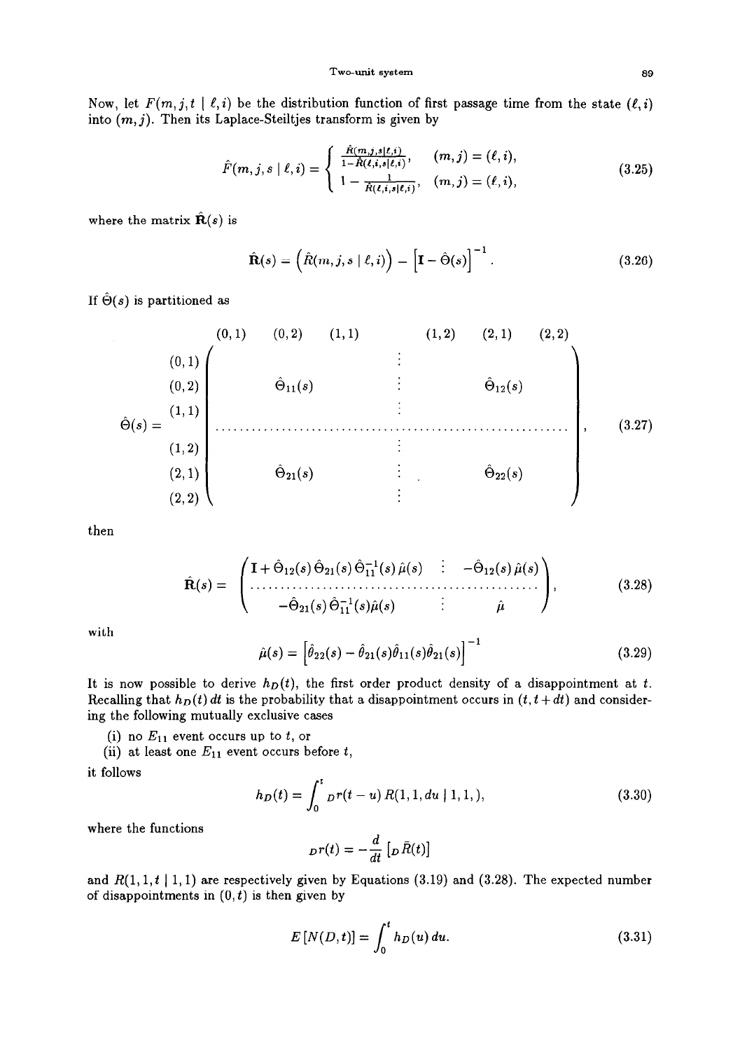Now, let $F(m, j, t \mid \ell, i)$ be the distribution function of first passage time from the state $(\ell, i)$ into $(m, j)$. Then its Laplace-Steiltjes transform is given by

$$\hat{F}(m, j, s \mid \ell, i) = \begin{cases} \frac{\hat{R}(m,j,s|\ell,i)}{1-\hat{R}(\ell,i,s|\ell,i)}, & (m, j) = (\ell, i), \\ 1 - \frac{1}{\hat{R}(\ell,i,s|\ell,i)}, & (m, j) = (\ell, i), \end{cases} \tag{3.25}$$

where the matrix $\hat{\mathbf{R}}(s)$ is

$$\hat{\mathbf{R}}(s) = \left(\hat{R}(m, j, s \mid \ell, i)\right) = \left[\mathbf{I} - \hat{\Theta}(s)\right]^{-1}. \tag{3.26}$$

If $\hat{\Theta}(s)$ is partitioned as

$$\hat{\Theta}(s) = \begin{array}{c} \\ (0,1) \\ (0,2) \\ (1,1) \\ (1,2) \\ (2,1) \\ (2,2) \end{array} \overset{\begin{array}{cccccc} (0,1) & (0,2) & (1,1) & (1,2) & (2,1) & (2,2) \end{array}}{\left(\begin{array}{c:c} \hat{\Theta}_{11}(s) & \hat{\Theta}_{12}(s) \\ \hdashline \hat{\Theta}_{21}(s) & \hat{\Theta}_{22}(s) \end{array}\right)}, \tag{3.27}$$

then

$$\hat{\mathbf{R}}(s) = \left(\begin{array}{c:c} \mathbf{I} + \hat{\Theta}_{12}(s)\,\hat{\Theta}_{21}(s)\,\hat{\Theta}_{11}^{-1}(s)\,\hat{\mu}(s) & -\hat{\Theta}_{12}(s)\,\hat{\mu}(s) \\ \hdashline -\hat{\Theta}_{21}(s)\,\hat{\Theta}_{11}^{-1}(s)\hat{\mu}(s) & \hat{\mu} \end{array}\right), \tag{3.28}$$

with

$$\hat{\mu}(s) = \left[\hat{\theta}_{22}(s) - \hat{\theta}_{21}(s)\hat{\theta}_{11}(s)\hat{\theta}_{21}(s)\right]^{-1} \tag{3.29}$$

It is now possible to derive $h_D(t)$, the first order product density of a disappointment at $t$. Recalling that $h_D(t)\,dt$ is the probability that a disappointment occurs in $(t, t + dt)$ and considering the following mutually exclusive cases

(i) no $E_{11}$ event occurs up to $t$, or

(ii) at least one $E_{11}$ event occurs before $t$,

it follows

$$h_D(t) = \int_0^t {}_D r(t - u)\, R(1, 1, du \mid 1, 1,), \tag{3.30}$$

where the functions

$${}_D r(t) = -\frac{d}{dt}\left[{}_D \bar{R}(t)\right]$$

and $R(1, 1, t \mid 1, 1)$ are respectively given by Equations (3.19) and (3.28). The expected number of disappointments in $(0, t)$ is then given by

$$E\left[N(D, t)\right] = \int_0^t h_D(u)\, du. \tag{3.31}$$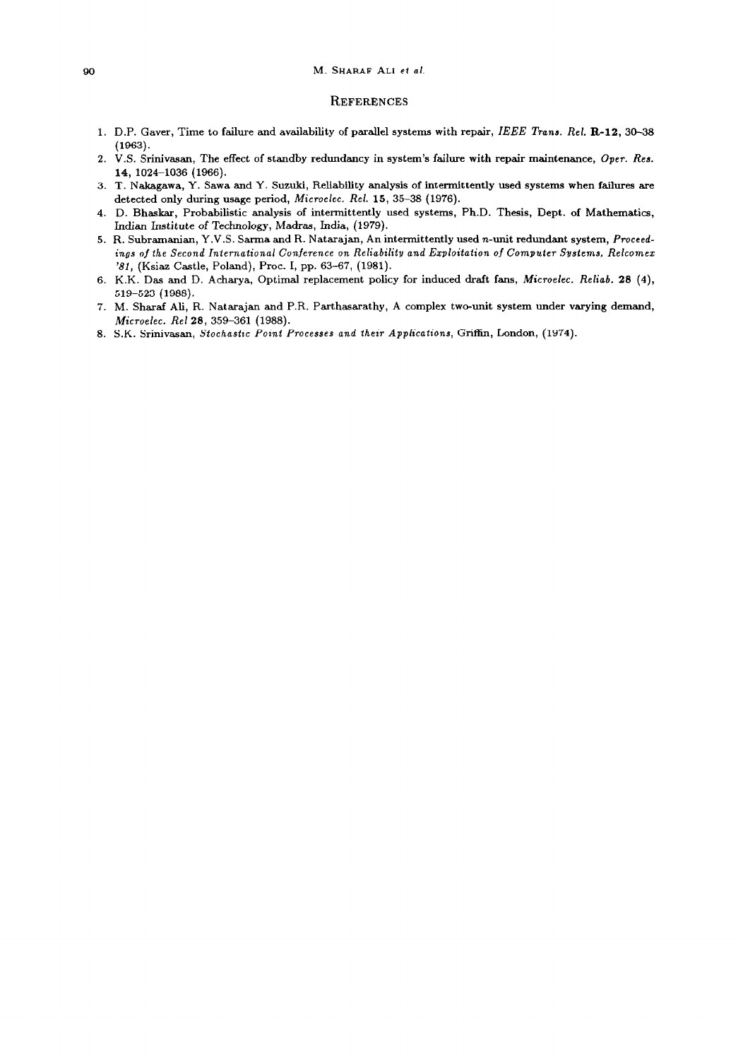## References

1. D.P. Gaver, Time to failure and availability of parallel systems with repair, *IEEE Trans. Rel.* **R-12**, 30–38 (1963).
2. V.S. Srinivasan, The effect of standby redundancy in system's failure with repair maintenance, *Oper. Res.* **14**, 1024–1036 (1966).
3. T. Nakagawa, Y. Sawa and Y. Suzuki, Reliability analysis of intermittently used systems when failures are detected only during usage period, *Microelec. Rel.* **15**, 35–38 (1976).
4. D. Bhaskar, Probabilistic analysis of intermittently used systems, Ph.D. Thesis, Dept. of Mathematics, Indian Institute of Technology, Madras, India, (1979).
5. R. Subramanian, Y.V.S. Sarma and R. Natarajan, An intermittently used $n$-unit redundant system, *Proceedings of the Second International Conference on Reliability and Exploitation of Computer Systems, Relcomex '81,* (Ksiaz Castle, Poland), Proc. I, pp. 63–67, (1981).
6. K.K. Das and D. Acharya, Optimal replacement policy for induced draft fans, *Microelec. Reliab.* **28** (4), 519–523 (1988).
7. M. Sharaf Ali, R. Natarajan and P.R. Parthasarathy, A complex two-unit system under varying demand, *Microelec. Rel* **28**, 359–361 (1988).
8. S.K. Srinivasan, *Stochastic Point Processes and their Applications*, Griffin, London, (1974).